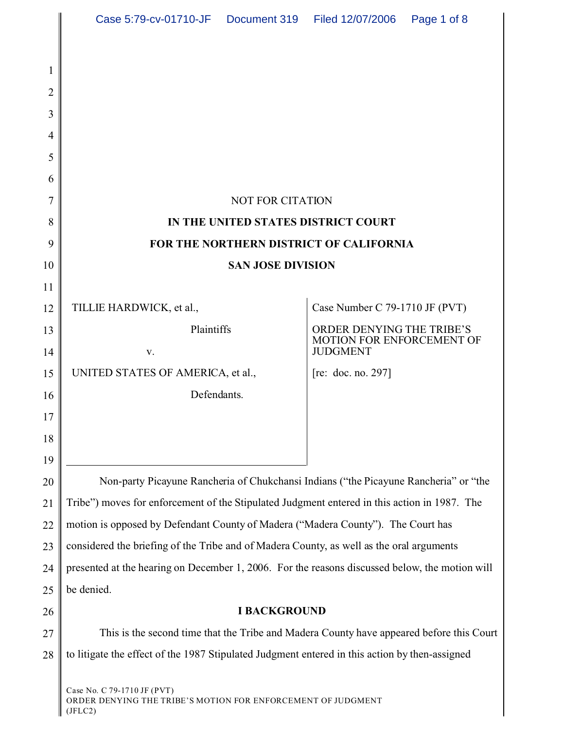NOT FOR CITATION

**IN THE UNITED STATES DISTRICT COURT**

**FOR THE NORTHERN DISTRICT OF CALIFORNIA**

**SAN JOSE DIVISION**

| | |
|---|---|
| TILLIE HARDWICK, et al., Plaintiffs v. UNITED STATES OF AMERICA, et al., Defendants. | Case Number C 79-1710 JF (PVT) ORDER DENYING THE TRIBE'S MOTION FOR ENFORCEMENT OF JUDGMENT [re: doc. no. 297] |

Non-party Picayune Rancheria of Chukchansi Indians ("the Picayune Rancheria" or "the Tribe") moves for enforcement of the Stipulated Judgment entered in this action in 1987. The motion is opposed by Defendant County of Madera ("Madera County"). The Court has considered the briefing of the Tribe and of Madera County, as well as the oral arguments presented at the hearing on December 1, 2006. For the reasons discussed below, the motion will be denied.

## I BACKGROUND

This is the second time that the Tribe and Madera County have appeared before this Court to litigate the effect of the 1987 Stipulated Judgment entered in this action by then-assigned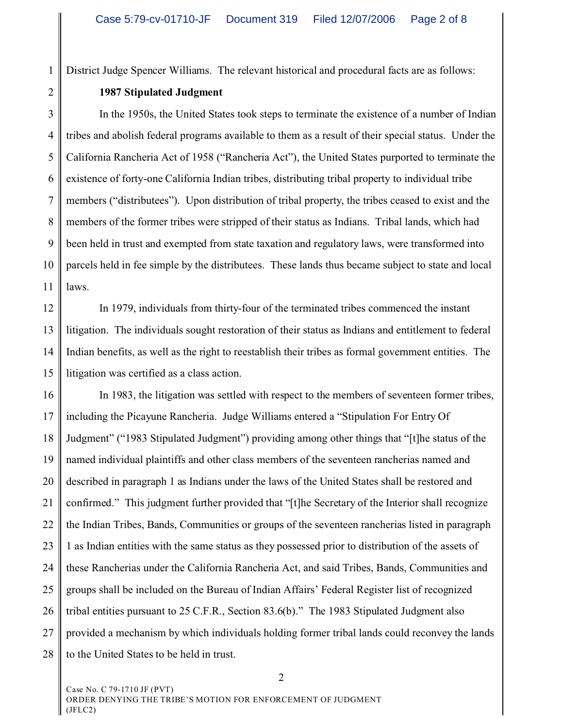District Judge Spencer Williams. The relevant historical and procedural facts are as follows:

**1987 Stipulated Judgment**

In the 1950s, the United States took steps to terminate the existence of a number of Indian tribes and abolish federal programs available to them as a result of their special status. Under the California Rancheria Act of 1958 ("Rancheria Act"), the United States purported to terminate the existence of forty-one California Indian tribes, distributing tribal property to individual tribe members ("distributees"). Upon distribution of tribal property, the tribes ceased to exist and the members of the former tribes were stripped of their status as Indians. Tribal lands, which had been held in trust and exempted from state taxation and regulatory laws, were transformed into parcels held in fee simple by the distributees. These lands thus became subject to state and local laws.

In 1979, individuals from thirty-four of the terminated tribes commenced the instant litigation. The individuals sought restoration of their status as Indians and entitlement to federal Indian benefits, as well as the right to reestablish their tribes as formal government entities. The litigation was certified as a class action.

In 1983, the litigation was settled with respect to the members of seventeen former tribes, including the Picayune Rancheria. Judge Williams entered a "Stipulation For Entry Of Judgment" ("1983 Stipulated Judgment") providing among other things that "[t]he status of the named individual plaintiffs and other class members of the seventeen rancherias named and described in paragraph 1 as Indians under the laws of the United States shall be restored and confirmed." This judgment further provided that "[t]he Secretary of the Interior shall recognize the Indian Tribes, Bands, Communities or groups of the seventeen rancherias listed in paragraph 1 as Indian entities with the same status as they possessed prior to distribution of the assets of these Rancherias under the California Rancheria Act, and said Tribes, Bands, Communities and groups shall be included on the Bureau of Indian Affairs' Federal Register list of recognized tribal entities pursuant to 25 C.F.R., Section 83.6(b)." The 1983 Stipulated Judgment also provided a mechanism by which individuals holding former tribal lands could reconvey the lands to the United States to be held in trust.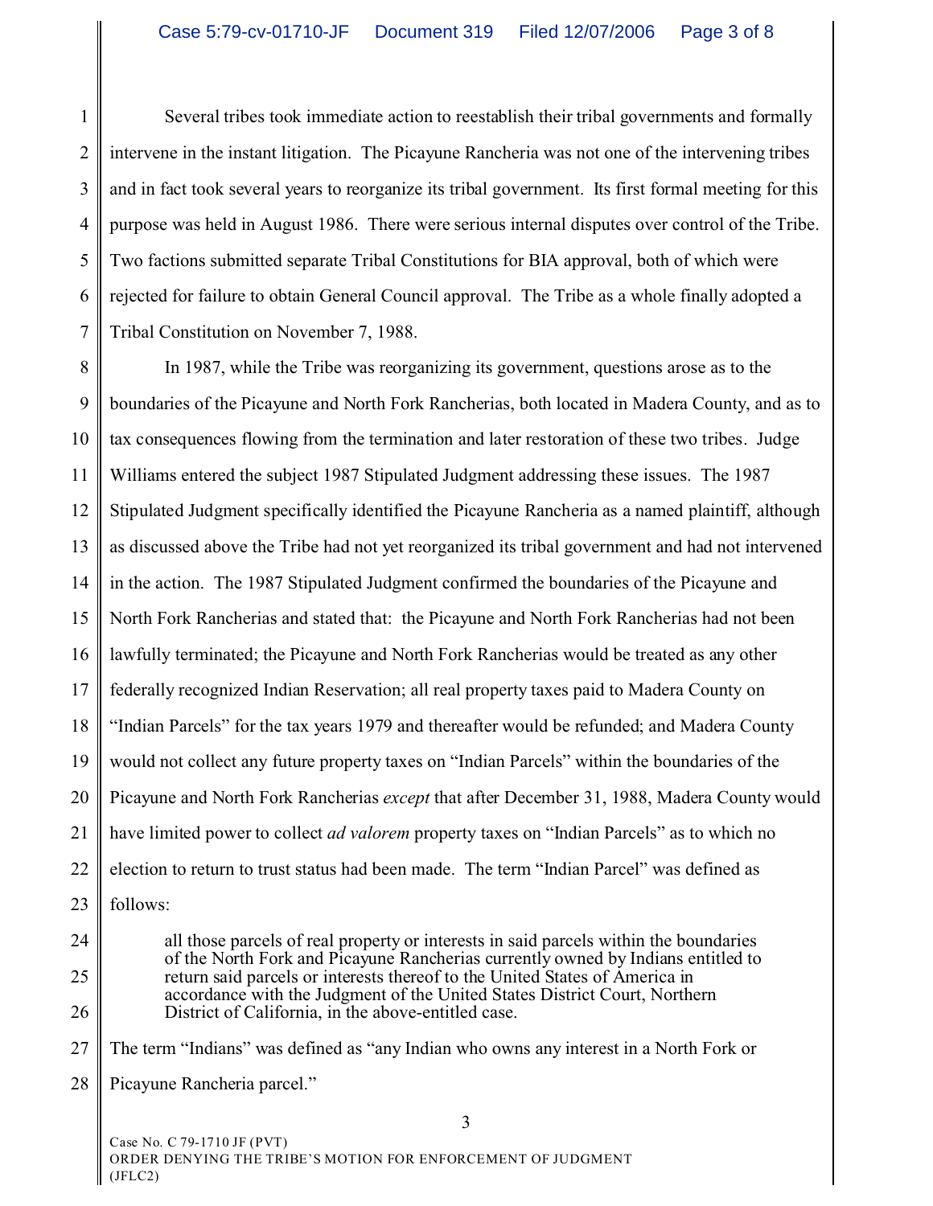Several tribes took immediate action to reestablish their tribal governments and formally intervene in the instant litigation. The Picayune Rancheria was not one of the intervening tribes and in fact took several years to reorganize its tribal government. Its first formal meeting for this purpose was held in August 1986. There were serious internal disputes over control of the Tribe. Two factions submitted separate Tribal Constitutions for BIA approval, both of which were rejected for failure to obtain General Council approval. The Tribe as a whole finally adopted a Tribal Constitution on November 7, 1988.

In 1987, while the Tribe was reorganizing its government, questions arose as to the boundaries of the Picayune and North Fork Rancherias, both located in Madera County, and as to tax consequences flowing from the termination and later restoration of these two tribes. Judge Williams entered the subject 1987 Stipulated Judgment addressing these issues. The 1987 Stipulated Judgment specifically identified the Picayune Rancheria as a named plaintiff, although as discussed above the Tribe had not yet reorganized its tribal government and had not intervened in the action. The 1987 Stipulated Judgment confirmed the boundaries of the Picayune and North Fork Rancherias and stated that: the Picayune and North Fork Rancherias had not been lawfully terminated; the Picayune and North Fork Rancherias would be treated as any other federally recognized Indian Reservation; all real property taxes paid to Madera County on "Indian Parcels" for the tax years 1979 and thereafter would be refunded; and Madera County would not collect any future property taxes on "Indian Parcels" within the boundaries of the Picayune and North Fork Rancherias *except* that after December 31, 1988, Madera County would have limited power to collect *ad valorem* property taxes on "Indian Parcels" as to which no election to return to trust status had been made. The term "Indian Parcel" was defined as follows:

> all those parcels of real property or interests in said parcels within the boundaries of the North Fork and Picayune Rancherias currently owned by Indians entitled to return said parcels or interests thereof to the United States of America in accordance with the Judgment of the United States District Court, Northern District of California, in the above-entitled case.

The term "Indians" was defined as "any Indian who owns any interest in a North Fork or Picayune Rancheria parcel."

Case No. C 79-1710 JF (PVT)
ORDER DENYING THE TRIBE'S MOTION FOR ENFORCEMENT OF JUDGMENT
(JFLC2)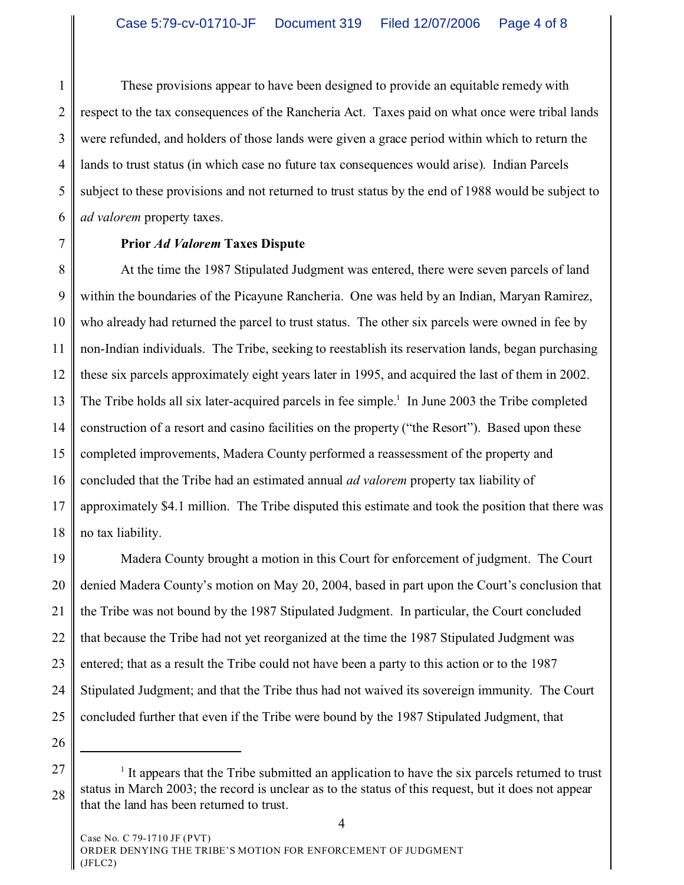These provisions appear to have been designed to provide an equitable remedy with respect to the tax consequences of the Rancheria Act. Taxes paid on what once were tribal lands were refunded, and holders of those lands were given a grace period within which to return the lands to trust status (in which case no future tax consequences would arise). Indian Parcels subject to these provisions and not returned to trust status by the end of 1988 would be subject to *ad valorem* property taxes.

**Prior *Ad Valorem* Taxes Dispute**

At the time the 1987 Stipulated Judgment was entered, there were seven parcels of land within the boundaries of the Picayune Rancheria. One was held by an Indian, Maryan Ramirez, who already had returned the parcel to trust status. The other six parcels were owned in fee by non-Indian individuals. The Tribe, seeking to reestablish its reservation lands, began purchasing these six parcels approximately eight years later in 1995, and acquired the last of them in 2002. The Tribe holds all six later-acquired parcels in fee simple.[1] In June 2003 the Tribe completed construction of a resort and casino facilities on the property ("the Resort"). Based upon these completed improvements, Madera County performed a reassessment of the property and concluded that the Tribe had an estimated annual *ad valorem* property tax liability of approximately $4.1 million. The Tribe disputed this estimate and took the position that there was no tax liability.

Madera County brought a motion in this Court for enforcement of judgment. The Court denied Madera County's motion on May 20, 2004, based in part upon the Court's conclusion that the Tribe was not bound by the 1987 Stipulated Judgment. In particular, the Court concluded that because the Tribe had not yet reorganized at the time the 1987 Stipulated Judgment was entered; that as a result the Tribe could not have been a party to this action or to the 1987 Stipulated Judgment; and that the Tribe thus had not waived its sovereign immunity. The Court concluded further that even if the Tribe were bound by the 1987 Stipulated Judgment, that

---

[1] It appears that the Tribe submitted an application to have the six parcels returned to trust status in March 2003; the record is unclear as to the status of this request, but it does not appear that the land has been returned to trust.

Case No. C 79-1710 JF (PVT)
ORDER DENYING THE TRIBE'S MOTION FOR ENFORCEMENT OF JUDGMENT
(JFLC2)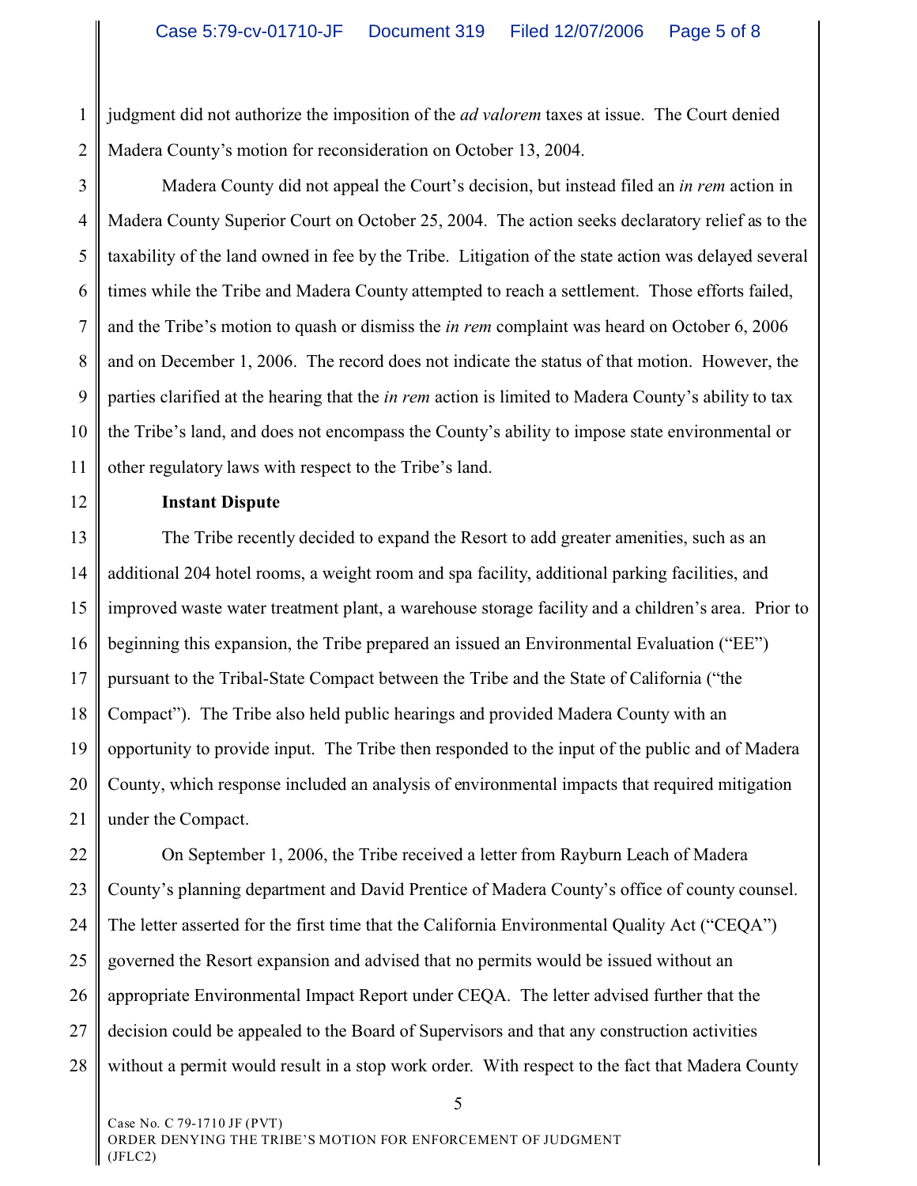judgment did not authorize the imposition of the *ad valorem* taxes at issue. The Court denied Madera County's motion for reconsideration on October 13, 2004.

Madera County did not appeal the Court's decision, but instead filed an *in rem* action in Madera County Superior Court on October 25, 2004. The action seeks declaratory relief as to the taxability of the land owned in fee by the Tribe. Litigation of the state action was delayed several times while the Tribe and Madera County attempted to reach a settlement. Those efforts failed, and the Tribe's motion to quash or dismiss the *in rem* complaint was heard on October 6, 2006 and on December 1, 2006. The record does not indicate the status of that motion. However, the parties clarified at the hearing that the *in rem* action is limited to Madera County's ability to tax the Tribe's land, and does not encompass the County's ability to impose state environmental or other regulatory laws with respect to the Tribe's land.

**Instant Dispute**

The Tribe recently decided to expand the Resort to add greater amenities, such as an additional 204 hotel rooms, a weight room and spa facility, additional parking facilities, and improved waste water treatment plant, a warehouse storage facility and a children's area. Prior to beginning this expansion, the Tribe prepared an issued an Environmental Evaluation ("EE") pursuant to the Tribal-State Compact between the Tribe and the State of California ("the Compact"). The Tribe also held public hearings and provided Madera County with an opportunity to provide input. The Tribe then responded to the input of the public and of Madera County, which response included an analysis of environmental impacts that required mitigation under the Compact.

On September 1, 2006, the Tribe received a letter from Rayburn Leach of Madera County's planning department and David Prentice of Madera County's office of county counsel. The letter asserted for the first time that the California Environmental Quality Act ("CEQA") governed the Resort expansion and advised that no permits would be issued without an appropriate Environmental Impact Report under CEQA. The letter advised further that the decision could be appealed to the Board of Supervisors and that any construction activities without a permit would result in a stop work order. With respect to the fact that Madera County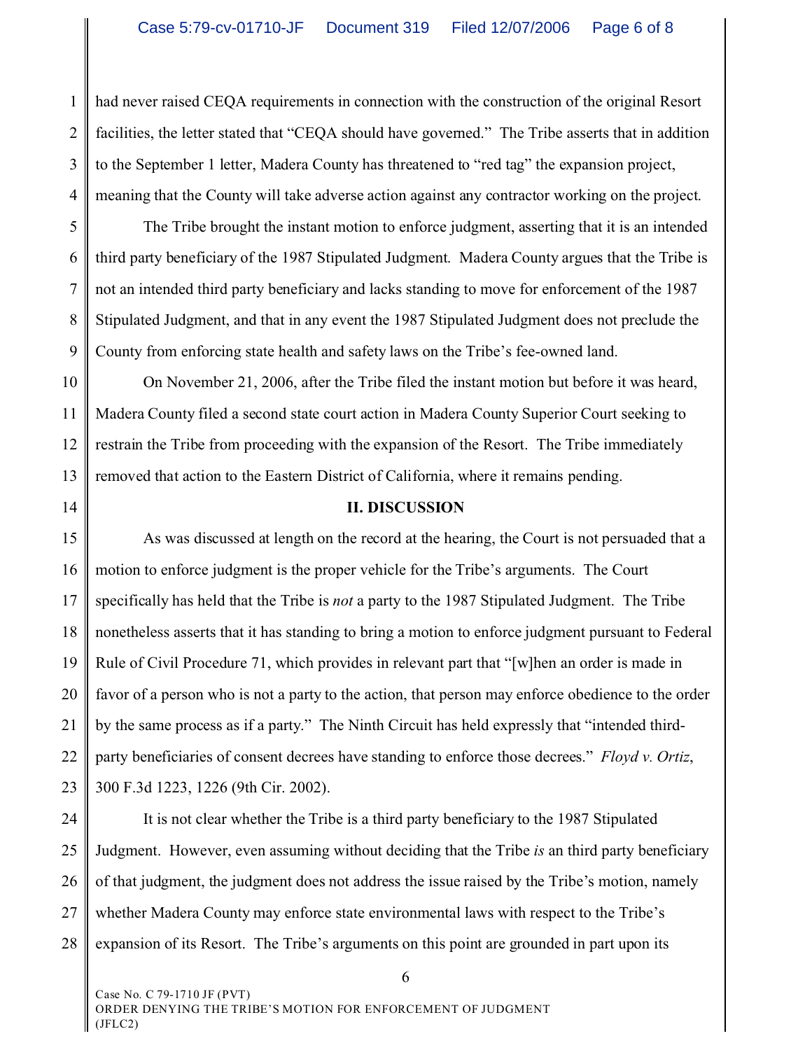had never raised CEQA requirements in connection with the construction of the original Resort facilities, the letter stated that "CEQA should have governed." The Tribe asserts that in addition to the September 1 letter, Madera County has threatened to "red tag" the expansion project, meaning that the County will take adverse action against any contractor working on the project.

The Tribe brought the instant motion to enforce judgment, asserting that it is an intended third party beneficiary of the 1987 Stipulated Judgment. Madera County argues that the Tribe is not an intended third party beneficiary and lacks standing to move for enforcement of the 1987 Stipulated Judgment, and that in any event the 1987 Stipulated Judgment does not preclude the County from enforcing state health and safety laws on the Tribe's fee-owned land.

On November 21, 2006, after the Tribe filed the instant motion but before it was heard, Madera County filed a second state court action in Madera County Superior Court seeking to restrain the Tribe from proceeding with the expansion of the Resort. The Tribe immediately removed that action to the Eastern District of California, where it remains pending.

## II. DISCUSSION

As was discussed at length on the record at the hearing, the Court is not persuaded that a motion to enforce judgment is the proper vehicle for the Tribe's arguments. The Court specifically has held that the Tribe is *not* a party to the 1987 Stipulated Judgment. The Tribe nonetheless asserts that it has standing to bring a motion to enforce judgment pursuant to Federal Rule of Civil Procedure 71, which provides in relevant part that "[w]hen an order is made in favor of a person who is not a party to the action, that person may enforce obedience to the order by the same process as if a party." The Ninth Circuit has held expressly that "intended third-party beneficiaries of consent decrees have standing to enforce those decrees." *Floyd v. Ortiz*, 300 F.3d 1223, 1226 (9th Cir. 2002).

It is not clear whether the Tribe is a third party beneficiary to the 1987 Stipulated Judgment. However, even assuming without deciding that the Tribe *is* an third party beneficiary of that judgment, the judgment does not address the issue raised by the Tribe's motion, namely whether Madera County may enforce state environmental laws with respect to the Tribe's expansion of its Resort. The Tribe's arguments on this point are grounded in part upon its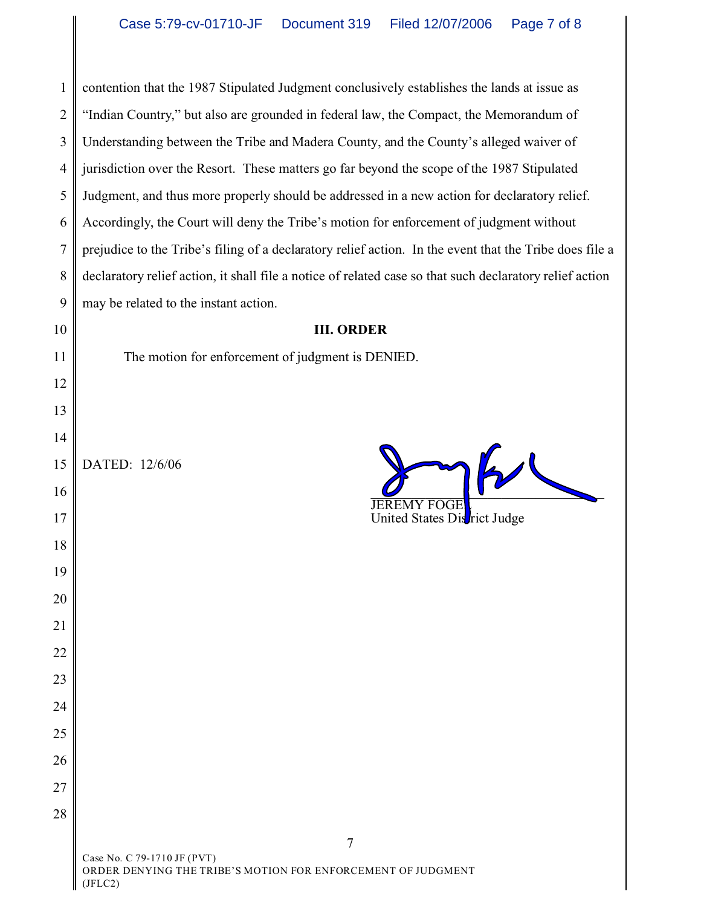contention that the 1987 Stipulated Judgment conclusively establishes the lands at issue as "Indian Country," but also are grounded in federal law, the Compact, the Memorandum of Understanding between the Tribe and Madera County, and the County's alleged waiver of jurisdiction over the Resort. These matters go far beyond the scope of the 1987 Stipulated Judgment, and thus more properly should be addressed in a new action for declaratory relief. Accordingly, the Court will deny the Tribe's motion for enforcement of judgment without prejudice to the Tribe's filing of a declaratory relief action. In the event that the Tribe does file a declaratory relief action, it shall file a notice of related case so that such declaratory relief action may be related to the instant action.

## III. ORDER

The motion for enforcement of judgment is DENIED.

DATED: 12/6/06

JEREMY FOGEL
United States District Judge

Case No. C 79-1710 JF (PVT)
ORDER DENYING THE TRIBE'S MOTION FOR ENFORCEMENT OF JUDGMENT
(JFLC2)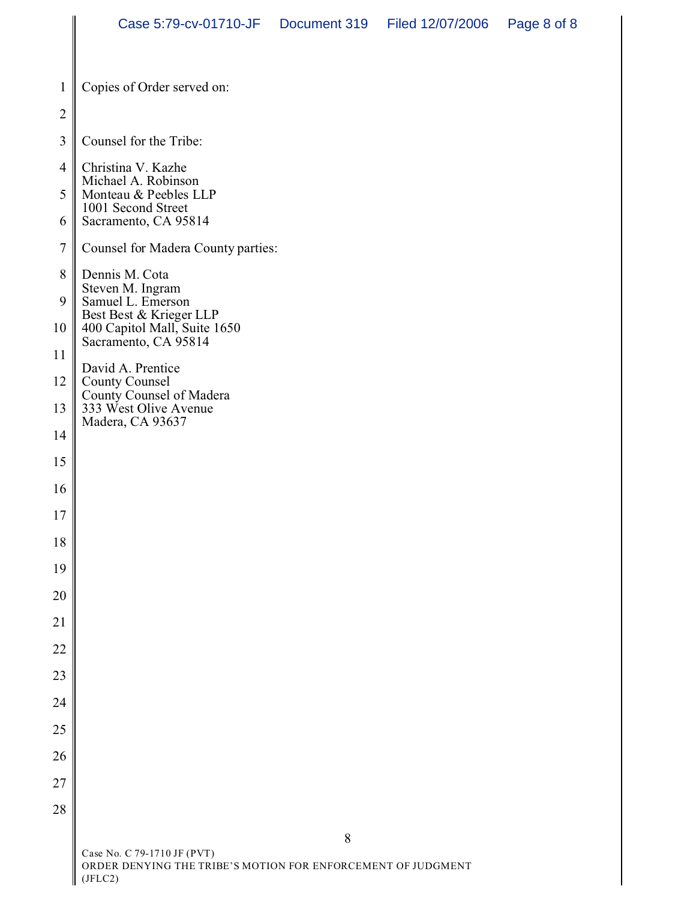Copies of Order served on:

Counsel for the Tribe:

Christina V. Kazhe
Michael A. Robinson
Monteau & Peebles LLP
1001 Second Street
Sacramento, CA 95814

Counsel for Madera County parties:

Dennis M. Cota
Steven M. Ingram
Samuel L. Emerson
Best Best & Krieger LLP
400 Capitol Mall, Suite 1650
Sacramento, CA 95814

David A. Prentice
County Counsel
County Counsel of Madera
333 West Olive Avenue
Madera, CA 93637

Case No. C 79-1710 JF (PVT)
ORDER DENYING THE TRIBE'S MOTION FOR ENFORCEMENT OF JUDGMENT
(JFLC2)